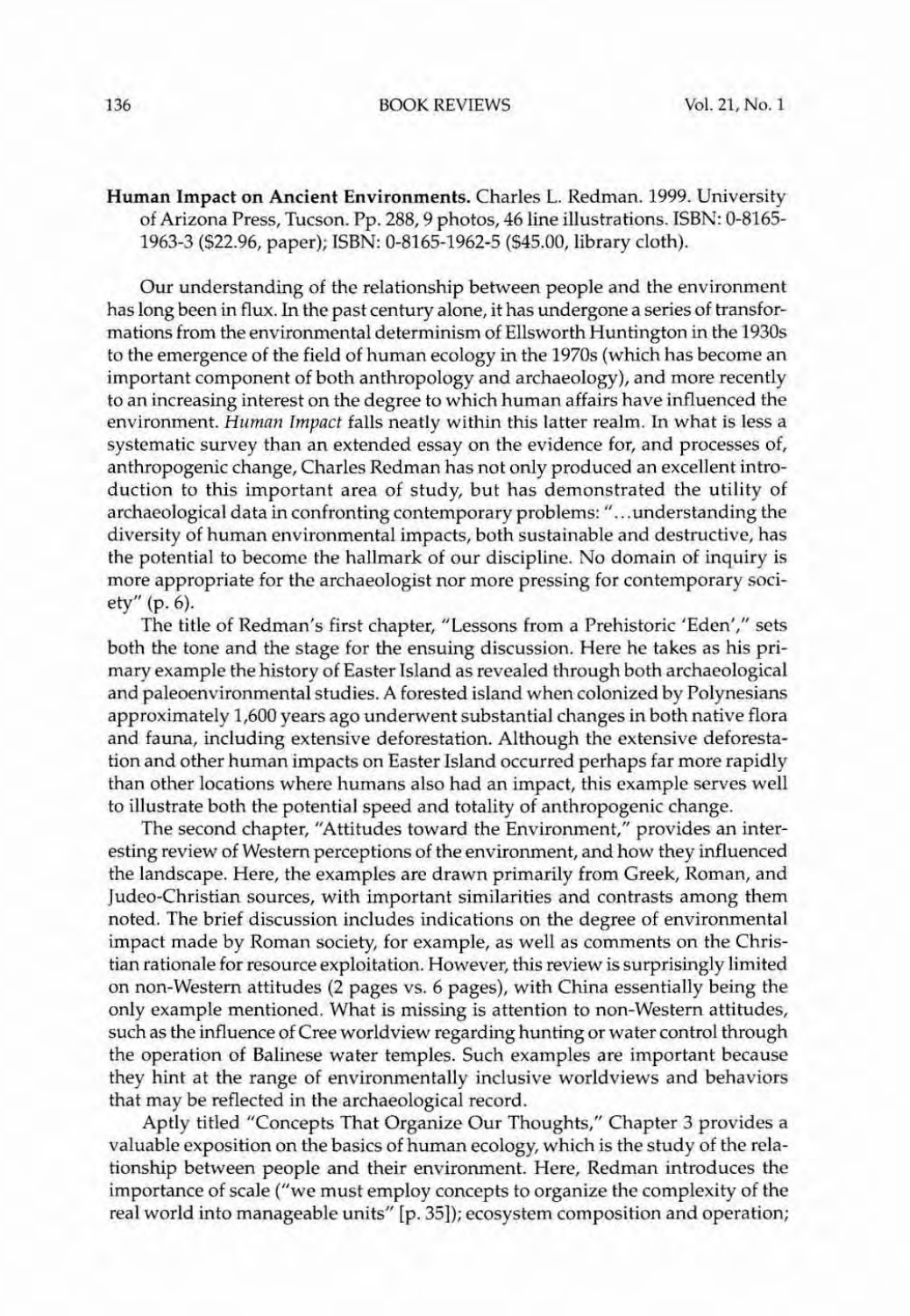**Human Impact on Ancient Environments.** Charles L. Redman. 1999. University of Arizona Press, Tucson. Pp. 288, 9 photos, 46 line illustrations. ISBN: 0-8165-1963-3 ($22.96, paper); ISBN: 0-8165-1962-5 ($45.00, library cloth).

Our understanding of the relationship between people and the environment has long been in flux. In the past century alone, it has undergone a series of transformations from the environmental determinism of Ellsworth Huntington in the 1930s to the emergence of the field of human ecology in the 1970s (which has become an important component of both anthropology and archaeology), and more recently to an increasing interest on the degree to which human affairs have influenced the environment. *Human Impact* falls neatly within this latter realm. In what is less a systematic survey than an extended essay on the evidence for, and processes of, anthropogenic change, Charles Redman has not only produced an excellent introduction to this important area of study, but has demonstrated the utility of archaeological data in confronting contemporary problems: "...understanding the diversity of human environmental impacts, both sustainable and destructive, has the potential to become the hallmark of our discipline. No domain of inquiry is more appropriate for the archaeologist nor more pressing for contemporary society" (p. 6).

The title of Redman's first chapter, "Lessons from a Prehistoric 'Eden'," sets both the tone and the stage for the ensuing discussion. Here he takes as his primary example the history of Easter Island as revealed through both archaeological and paleoenvironmental studies. A forested island when colonized by Polynesians approximately 1,600 years ago underwent substantial changes in both native flora and fauna, including extensive deforestation. Although the extensive deforestation and other human impacts on Easter Island occurred perhaps far more rapidly than other locations where humans also had an impact, this example serves well to illustrate both the potential speed and totality of anthropogenic change.

The second chapter, "Attitudes toward the Environment," provides an interesting review of Western perceptions of the environment, and how they influenced the landscape. Here, the examples are drawn primarily from Greek, Roman, and Judeo-Christian sources, with important similarities and contrasts among them noted. The brief discussion includes indications on the degree of environmental impact made by Roman society, for example, as well as comments on the Christian rationale for resource exploitation. However, this review is surprisingly limited on non-Western attitudes (2 pages vs. 6 pages), with China essentially being the only example mentioned. What is missing is attention to non-Western attitudes, such as the influence of Cree worldview regarding hunting or water control through the operation of Balinese water temples. Such examples are important because they hint at the range of environmentally inclusive worldviews and behaviors that may be reflected in the archaeological record.

Aptly titled "Concepts That Organize Our Thoughts," Chapter 3 provides a valuable exposition on the basics of human ecology, which is the study of the relationship between people and their environment. Here, Redman introduces the importance of scale ("we must employ concepts to organize the complexity of the real world into manageable units" [p. 35]); ecosystem composition and operation;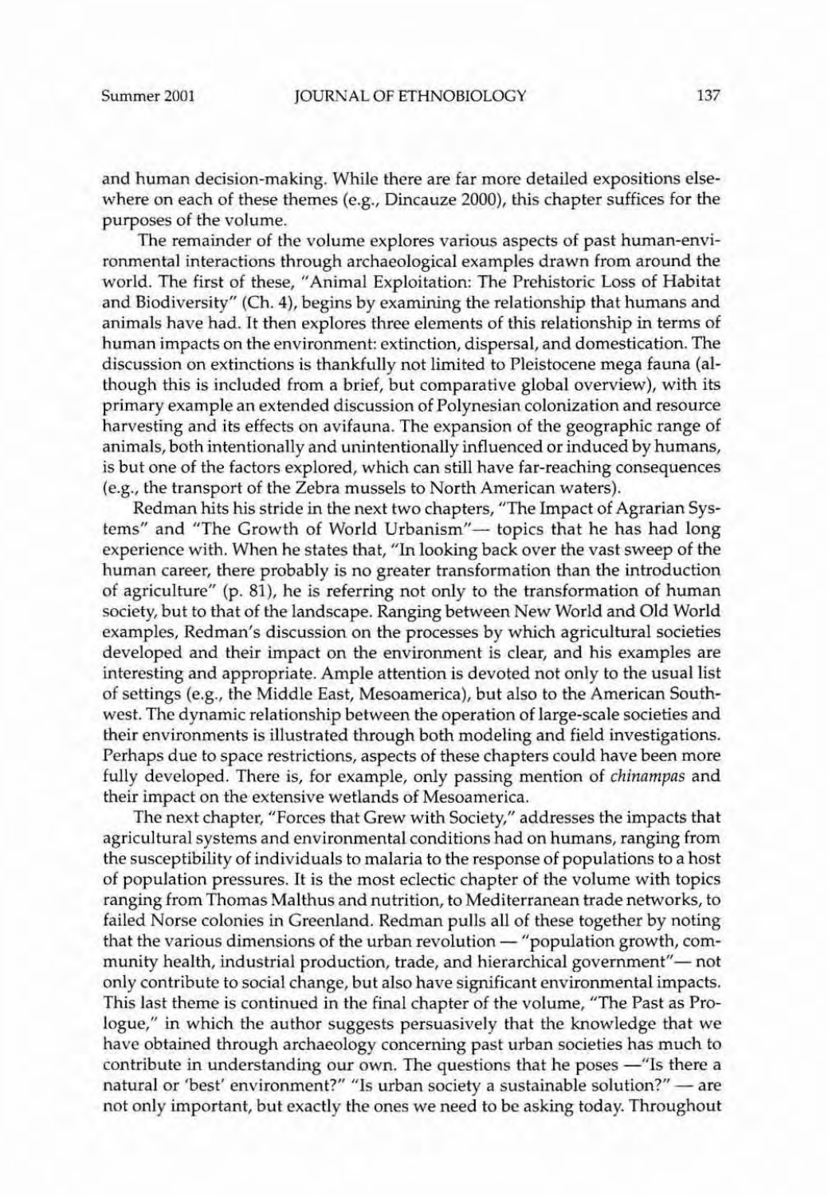and human decision-making. While there are far more detailed expositions elsewhere on each of these themes (e.g., Dincauze 2000), this chapter suffices for the purposes of the volume.

The remainder of the volume explores various aspects of past human-environmental interactions through archaeological examples drawn from around the world. The first of these, "Animal Exploitation: The Prehistoric Loss of Habitat and Biodiversity" (Ch. 4), begins by examining the relationship that humans and animals have had. It then explores three elements of this relationship in terms of human impacts on the environment: extinction, dispersal, and domestication. The discussion on extinctions is thankfully not limited to Pleistocene mega fauna (although this is included from a brief, but comparative global overview), with its primary example an extended discussion of Polynesian colonization and resource harvesting and its effects on avifauna. The expansion of the geographic range of animals, both intentionally and unintentionally influenced or induced by humans, is but one of the factors explored, which can still have far-reaching consequences (e.g., the transport of the Zebra mussels to North American waters).

Redman hits his stride in the next two chapters, "The Impact of Agrarian Systems" and "The Growth of World Urbanism"— topics that he has had long experience with. When he states that, "In looking back over the vast sweep of the human career, there probably is no greater transformation than the introduction of agriculture" (p. 81), he is referring not only to the transformation of human society, but to that of the landscape. Ranging between New World and Old World examples, Redman's discussion on the processes by which agricultural societies developed and their impact on the environment is clear, and his examples are interesting and appropriate. Ample attention is devoted not only to the usual list of settings (e.g., the Middle East, Mesoamerica), but also to the American Southwest. The dynamic relationship between the operation of large-scale societies and their environments is illustrated through both modeling and field investigations. Perhaps due to space restrictions, aspects of these chapters could have been more fully developed. There is, for example, only passing mention of *chinampas* and their impact on the extensive wetlands of Mesoamerica.

The next chapter, "Forces that Grew with Society," addresses the impacts that agricultural systems and environmental conditions had on humans, ranging from the susceptibility of individuals to malaria to the response of populations to a host of population pressures. It is the most eclectic chapter of the volume with topics ranging from Thomas Malthus and nutrition, to Mediterranean trade networks, to failed Norse colonies in Greenland. Redman pulls all of these together by noting that the various dimensions of the urban revolution — "population growth, community health, industrial production, trade, and hierarchical government"— not only contribute to social change, but also have significant environmental impacts. This last theme is continued in the final chapter of the volume, "The Past as Prologue," in which the author suggests persuasively that the knowledge that we have obtained through archaeology concerning past urban societies has much to contribute in understanding our own. The questions that he poses —"Is there a natural or 'best' environment?" "Is urban society a sustainable solution?" — are not only important, but exactly the ones we need to be asking today. Throughout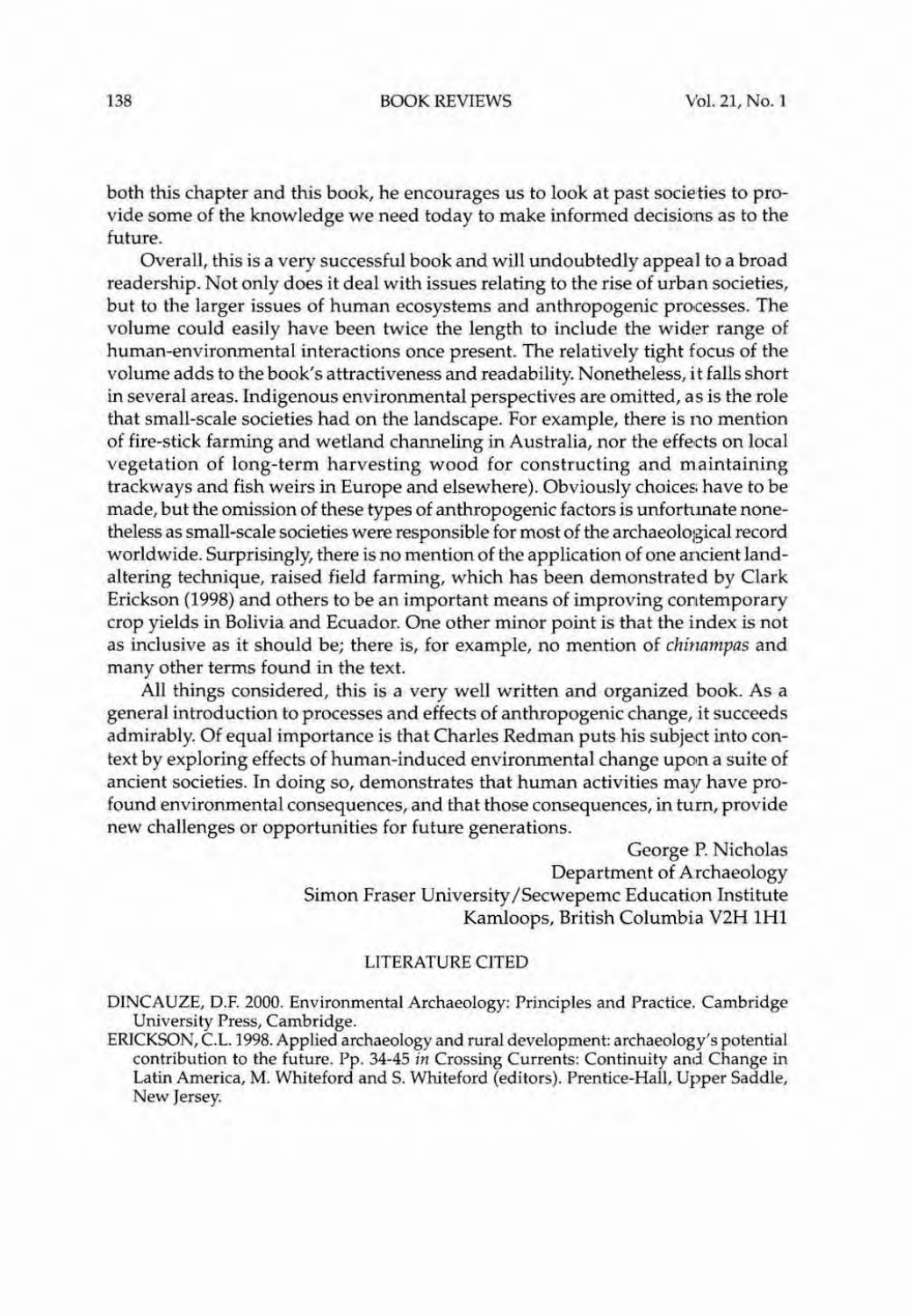both this chapter and this book, he encourages us to look at past societies to provide some of the knowledge we need today to make informed decisions as to the future.

Overall, this is a very successful book and will undoubtedly appeal to a broad readership. Not only does it deal with issues relating to the rise of urban societies, but to the larger issues of human ecosystems and anthropogenic processes. The volume could easily have been twice the length to include the wider range of human-environmental interactions once present. The relatively tight focus of the volume adds to the book's attractiveness and readability. Nonetheless, it falls short in several areas. Indigenous environmental perspectives are omitted, as is the role that small-scale societies had on the landscape. For example, there is no mention of fire-stick farming and wetland channeling in Australia, nor the effects on local vegetation of long-term harvesting wood for constructing and maintaining trackways and fish weirs in Europe and elsewhere). Obviously choices have to be made, but the omission of these types of anthropogenic factors is unfortunate nonetheless as small-scale societies were responsible for most of the archaeological record worldwide. Surprisingly, there is no mention of the application of one ancient land-altering technique, raised field farming, which has been demonstrated by Clark Erickson (1998) and others to be an important means of improving contemporary crop yields in Bolivia and Ecuador. One other minor point is that the index is not as inclusive as it should be; there is, for example, no mention of *chinampas* and many other terms found in the text.

All things considered, this is a very well written and organized book. As a general introduction to processes and effects of anthropogenic change, it succeeds admirably. Of equal importance is that Charles Redman puts his subject into context by exploring effects of human-induced environmental change upon a suite of ancient societies. In doing so, demonstrates that human activities may have profound environmental consequences, and that those consequences, in turn, provide new challenges or opportunities for future generations.

George P. Nicholas
Department of Archaeology
Simon Fraser University/Secwepemc Education Institute
Kamloops, British Columbia V2H 1H1

## LITERATURE CITED

DINCAUZE, D.F. 2000. Environmental Archaeology: Principles and Practice. Cambridge University Press, Cambridge.

ERICKSON, C.L. 1998. Applied archaeology and rural development: archaeology's potential contribution to the future. Pp. 34-45 *in* Crossing Currents: Continuity and Change in Latin America, M. Whiteford and S. Whiteford (editors). Prentice-Hall, Upper Saddle, New Jersey.